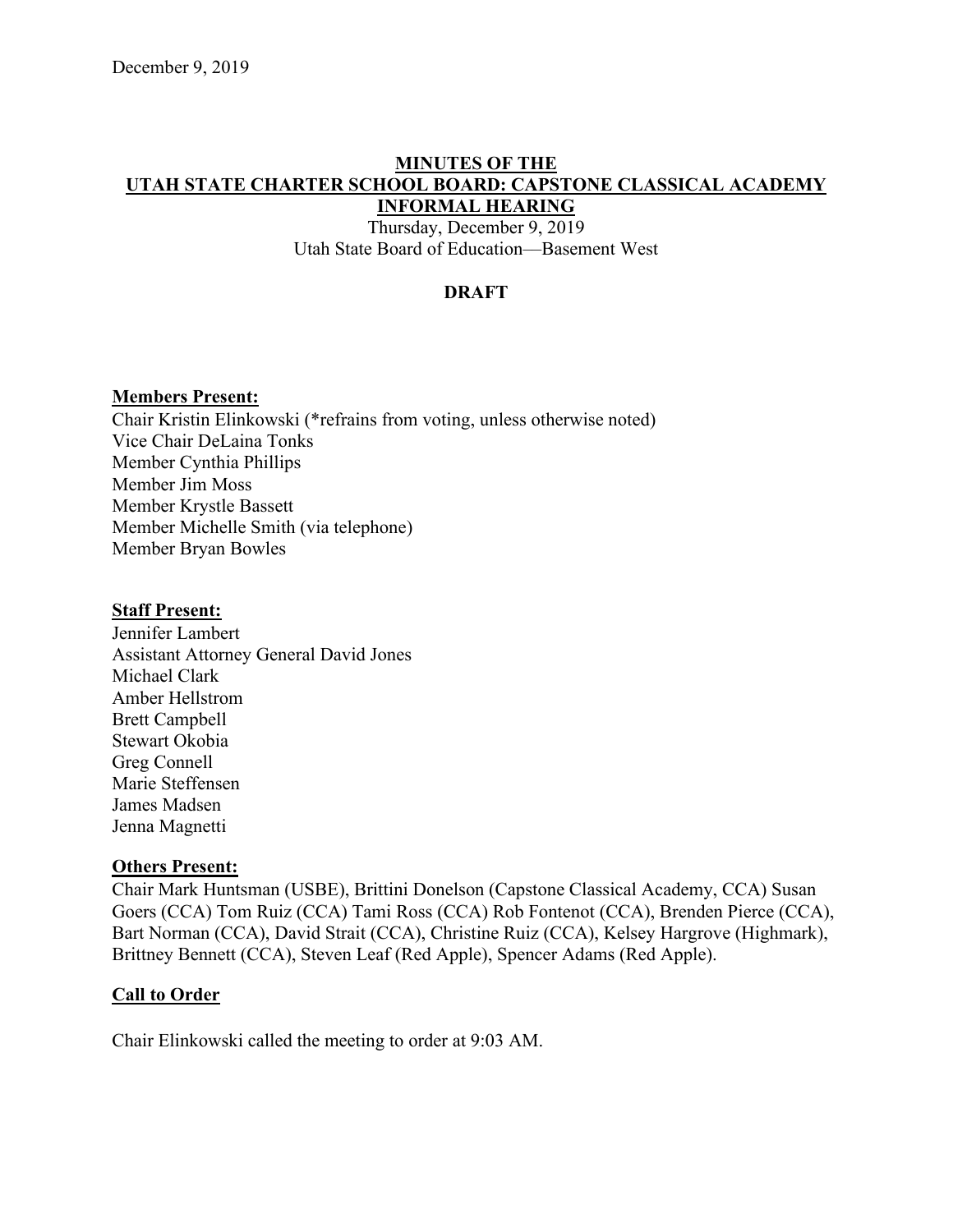December 9, 2019

# MINUTES OF THE UTAH STATE CHARTER SCHOOL BOARD: CAPSTONE CLASSICAL ACADEMY INFORMAL HEARING

Thursday, December 9, 2019
Utah State Board of Education—Basement West

**DRAFT**

## Members Present:

Chair Kristin Elinkowski (*refrains from voting, unless otherwise noted)
Vice Chair DeLaina Tonks
Member Cynthia Phillips
Member Jim Moss
Member Krystle Bassett
Member Michelle Smith (via telephone)
Member Bryan Bowles

## Staff Present:

Jennifer Lambert
Assistant Attorney General David Jones
Michael Clark
Amber Hellstrom
Brett Campbell
Stewart Okobia
Greg Connell
Marie Steffensen
James Madsen
Jenna Magnetti

## Others Present:

Chair Mark Huntsman (USBE), Brittini Donelson (Capstone Classical Academy, CCA) Susan Goers (CCA) Tom Ruiz (CCA) Tami Ross (CCA) Rob Fontenot (CCA), Brenden Pierce (CCA), Bart Norman (CCA), David Strait (CCA), Christine Ruiz (CCA), Kelsey Hargrove (Highmark), Brittney Bennett (CCA), Steven Leaf (Red Apple), Spencer Adams (Red Apple).

## Call to Order

Chair Elinkowski called the meeting to order at 9:03 AM.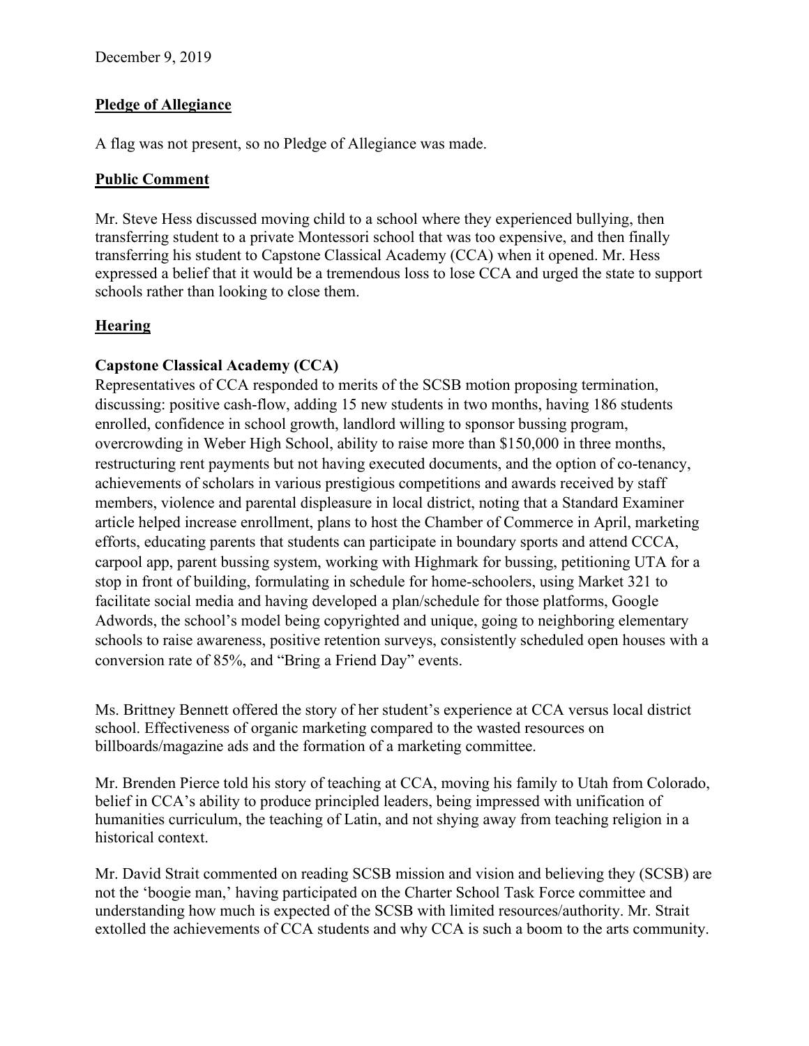December 9, 2019

**Pledge of Allegiance**

A flag was not present, so no Pledge of Allegiance was made.

**Public Comment**

Mr. Steve Hess discussed moving child to a school where they experienced bullying, then transferring student to a private Montessori school that was too expensive, and then finally transferring his student to Capstone Classical Academy (CCA) when it opened. Mr. Hess expressed a belief that it would be a tremendous loss to lose CCA and urged the state to support schools rather than looking to close them.

**Hearing**

**Capstone Classical Academy (CCA)**

Representatives of CCA responded to merits of the SCSB motion proposing termination, discussing: positive cash-flow, adding 15 new students in two months, having 186 students enrolled, confidence in school growth, landlord willing to sponsor bussing program, overcrowding in Weber High School, ability to raise more than $150,000 in three months, restructuring rent payments but not having executed documents, and the option of co-tenancy, achievements of scholars in various prestigious competitions and awards received by staff members, violence and parental displeasure in local district, noting that a Standard Examiner article helped increase enrollment, plans to host the Chamber of Commerce in April, marketing efforts, educating parents that students can participate in boundary sports and attend CCCA, carpool app, parent bussing system, working with Highmark for bussing, petitioning UTA for a stop in front of building, formulating in schedule for home-schoolers, using Market 321 to facilitate social media and having developed a plan/schedule for those platforms, Google Adwords, the school's model being copyrighted and unique, going to neighboring elementary schools to raise awareness, positive retention surveys, consistently scheduled open houses with a conversion rate of 85%, and "Bring a Friend Day" events.

Ms. Brittney Bennett offered the story of her student's experience at CCA versus local district school. Effectiveness of organic marketing compared to the wasted resources on billboards/magazine ads and the formation of a marketing committee.

Mr. Brenden Pierce told his story of teaching at CCA, moving his family to Utah from Colorado, belief in CCA's ability to produce principled leaders, being impressed with unification of humanities curriculum, the teaching of Latin, and not shying away from teaching religion in a historical context.

Mr. David Strait commented on reading SCSB mission and vision and believing they (SCSB) are not the 'boogie man,' having participated on the Charter School Task Force committee and understanding how much is expected of the SCSB with limited resources/authority. Mr. Strait extolled the achievements of CCA students and why CCA is such a boom to the arts community.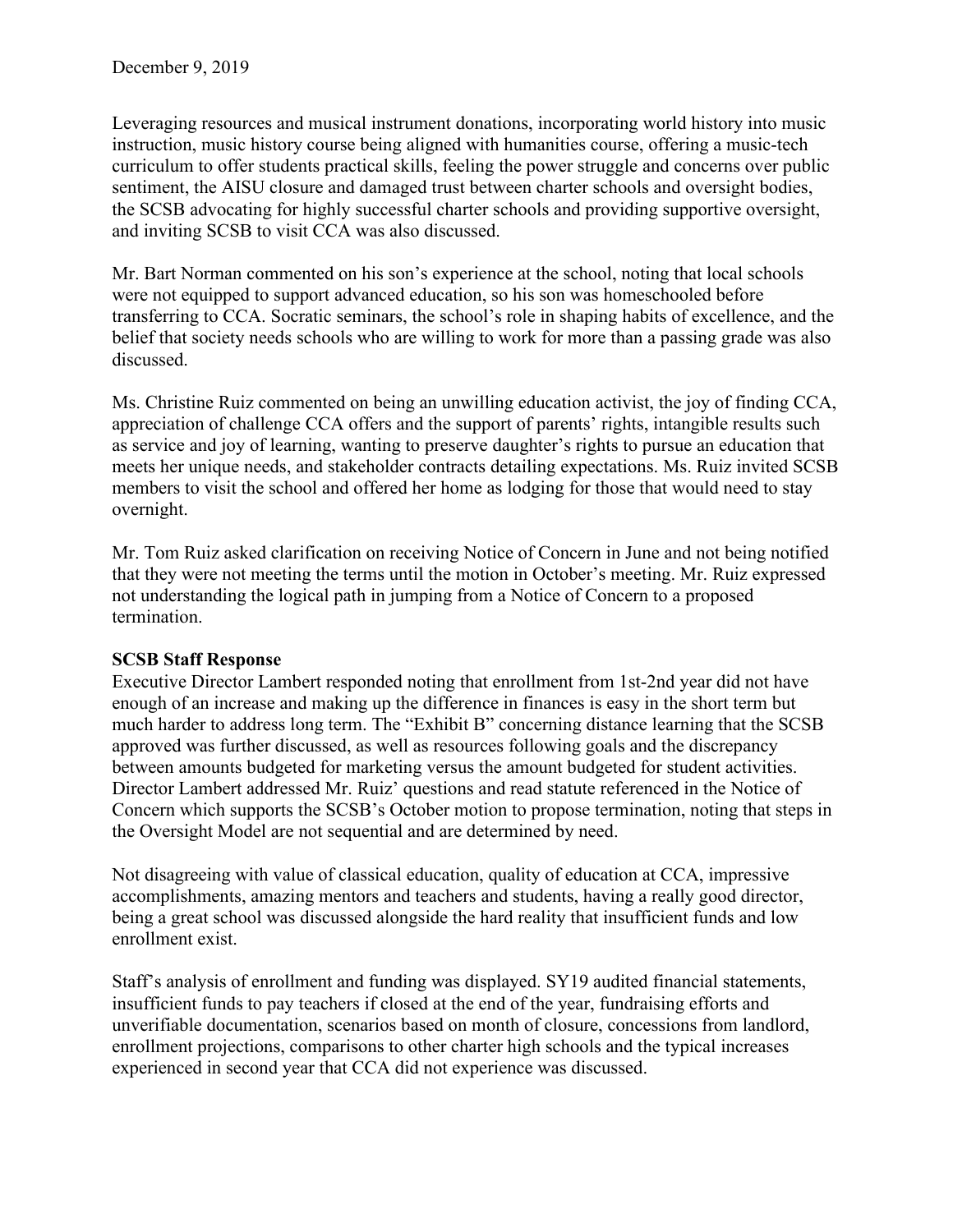December 9, 2019

Leveraging resources and musical instrument donations, incorporating world history into music instruction, music history course being aligned with humanities course, offering a music-tech curriculum to offer students practical skills, feeling the power struggle and concerns over public sentiment, the AISU closure and damaged trust between charter schools and oversight bodies, the SCSB advocating for highly successful charter schools and providing supportive oversight, and inviting SCSB to visit CCA was also discussed.

Mr. Bart Norman commented on his son's experience at the school, noting that local schools were not equipped to support advanced education, so his son was homeschooled before transferring to CCA. Socratic seminars, the school's role in shaping habits of excellence, and the belief that society needs schools who are willing to work for more than a passing grade was also discussed.

Ms. Christine Ruiz commented on being an unwilling education activist, the joy of finding CCA, appreciation of challenge CCA offers and the support of parents' rights, intangible results such as service and joy of learning, wanting to preserve daughter's rights to pursue an education that meets her unique needs, and stakeholder contracts detailing expectations. Ms. Ruiz invited SCSB members to visit the school and offered her home as lodging for those that would need to stay overnight.

Mr. Tom Ruiz asked clarification on receiving Notice of Concern in June and not being notified that they were not meeting the terms until the motion in October's meeting. Mr. Ruiz expressed not understanding the logical path in jumping from a Notice of Concern to a proposed termination.

**SCSB Staff Response**

Executive Director Lambert responded noting that enrollment from 1st-2nd year did not have enough of an increase and making up the difference in finances is easy in the short term but much harder to address long term. The "Exhibit B" concerning distance learning that the SCSB approved was further discussed, as well as resources following goals and the discrepancy between amounts budgeted for marketing versus the amount budgeted for student activities. Director Lambert addressed Mr. Ruiz' questions and read statute referenced in the Notice of Concern which supports the SCSB's October motion to propose termination, noting that steps in the Oversight Model are not sequential and are determined by need.

Not disagreeing with value of classical education, quality of education at CCA, impressive accomplishments, amazing mentors and teachers and students, having a really good director, being a great school was discussed alongside the hard reality that insufficient funds and low enrollment exist.

Staff's analysis of enrollment and funding was displayed. SY19 audited financial statements, insufficient funds to pay teachers if closed at the end of the year, fundraising efforts and unverifiable documentation, scenarios based on month of closure, concessions from landlord, enrollment projections, comparisons to other charter high schools and the typical increases experienced in second year that CCA did not experience was discussed.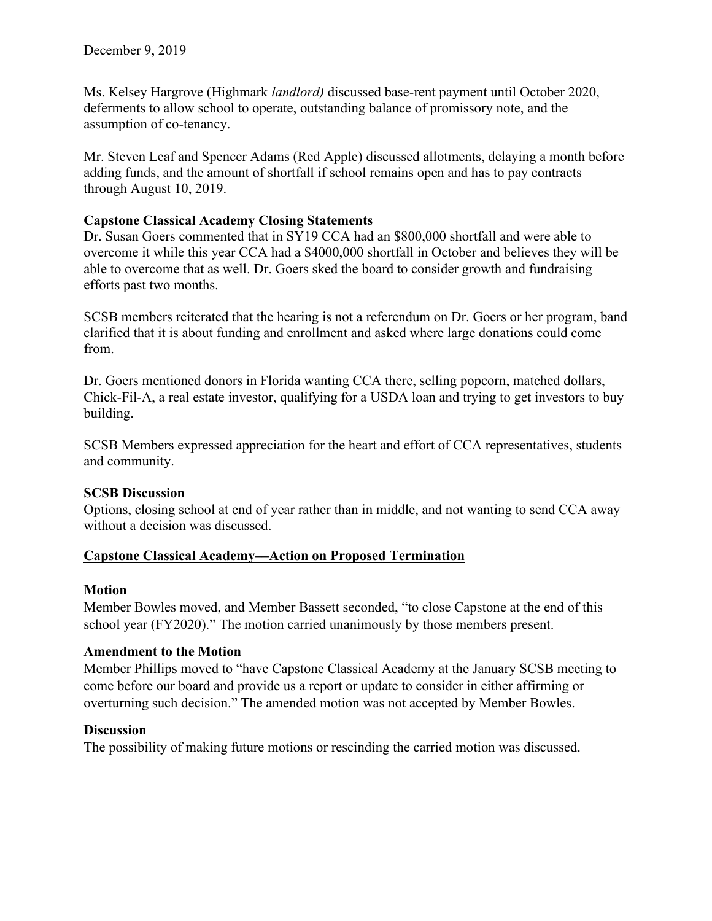December 9, 2019

Ms. Kelsey Hargrove (Highmark *landlord)* discussed base-rent payment until October 2020, deferments to allow school to operate, outstanding balance of promissory note, and the assumption of co-tenancy.

Mr. Steven Leaf and Spencer Adams (Red Apple) discussed allotments, delaying a month before adding funds, and the amount of shortfall if school remains open and has to pay contracts through August 10, 2019.

**Capstone Classical Academy Closing Statements**

Dr. Susan Goers commented that in SY19 CCA had an $800,000 shortfall and were able to overcome it while this year CCA had a $4000,000 shortfall in October and believes they will be able to overcome that as well. Dr. Goers sked the board to consider growth and fundraising efforts past two months.

SCSB members reiterated that the hearing is not a referendum on Dr. Goers or her program, band clarified that it is about funding and enrollment and asked where large donations could come from.

Dr. Goers mentioned donors in Florida wanting CCA there, selling popcorn, matched dollars, Chick-Fil-A, a real estate investor, qualifying for a USDA loan and trying to get investors to buy building.

SCSB Members expressed appreciation for the heart and effort of CCA representatives, students and community.

**SCSB Discussion**

Options, closing school at end of year rather than in middle, and not wanting to send CCA away without a decision was discussed.

**<u>Capstone Classical Academy—Action on Proposed Termination</u>**

**Motion**

Member Bowles moved, and Member Bassett seconded, "to close Capstone at the end of this school year (FY2020)." The motion carried unanimously by those members present.

**Amendment to the Motion**

Member Phillips moved to "have Capstone Classical Academy at the January SCSB meeting to come before our board and provide us a report or update to consider in either affirming or overturning such decision." The amended motion was not accepted by Member Bowles.

**Discussion**

The possibility of making future motions or rescinding the carried motion was discussed.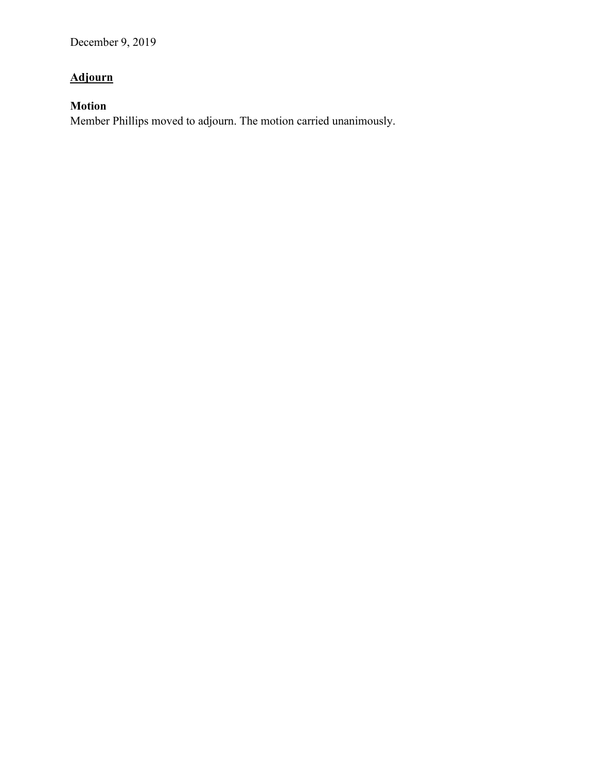## Adjourn

**Motion**
Member Phillips moved to adjourn. The motion carried unanimously.